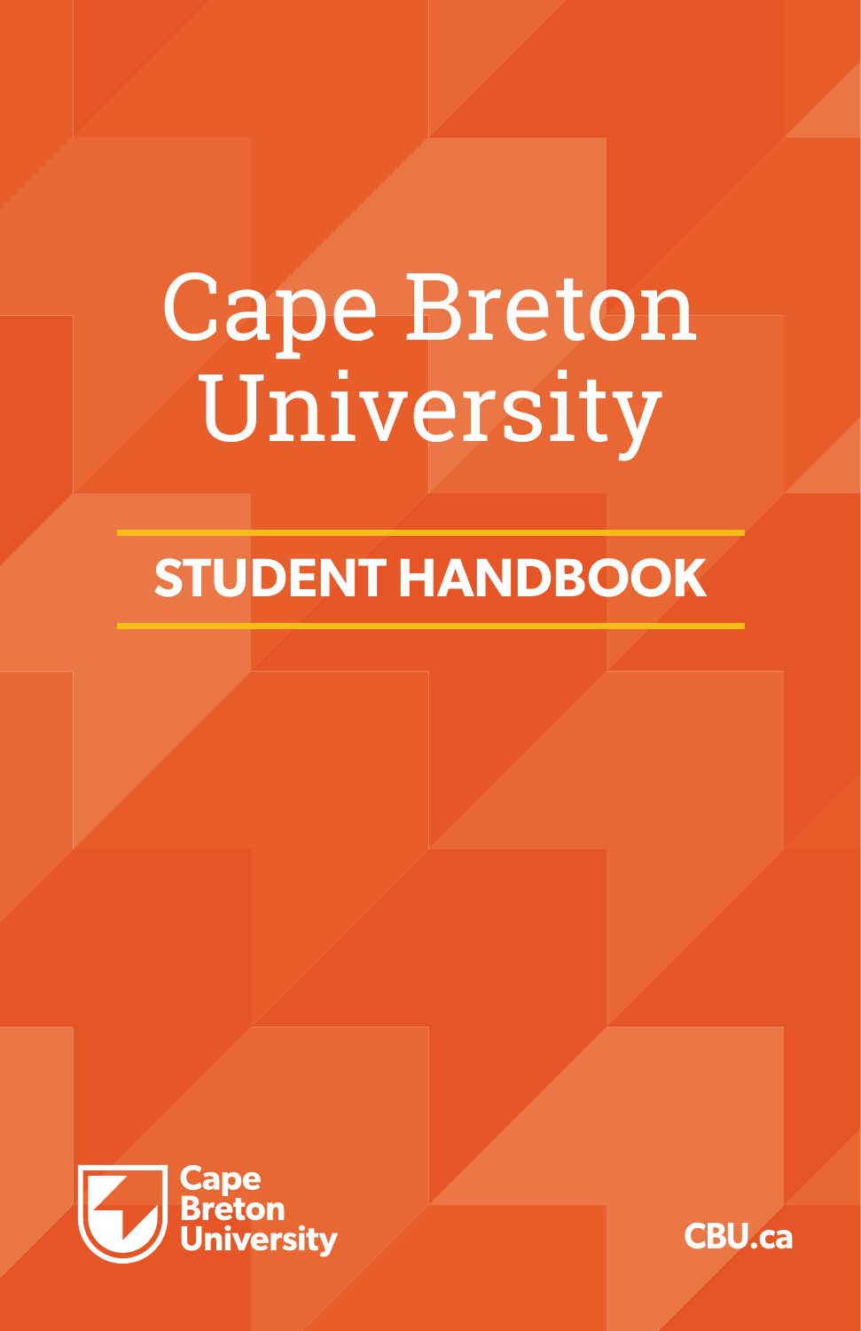# Cape Breton University

## STUDENT HANDBOOK

Cape Breton University

CBU.ca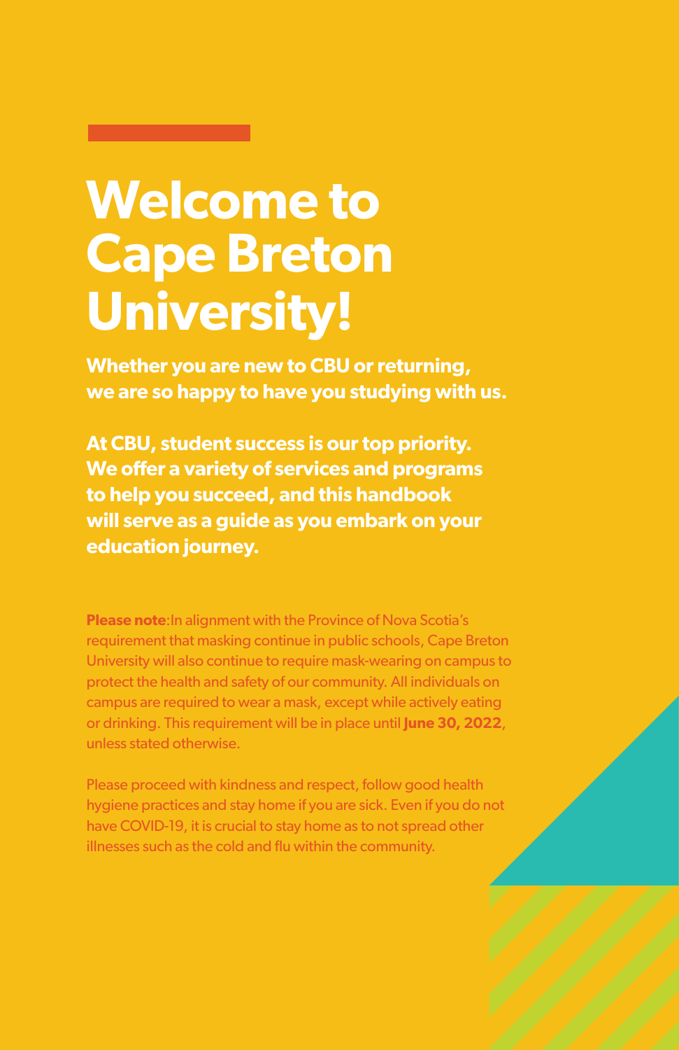# Welcome to Cape Breton University!

**Whether you are new to CBU or returning, we are so happy to have you studying with us.**

**At CBU, student success is our top priority. We offer a variety of services and programs to help you succeed, and this handbook will serve as a guide as you embark on your education journey.**

**Please note**:In alignment with the Province of Nova Scotia's requirement that masking continue in public schools, Cape Breton University will also continue to require mask-wearing on campus to protect the health and safety of our community. All individuals on campus are required to wear a mask, except while actively eating or drinking. This requirement will be in place until **June 30, 2022**, unless stated otherwise.

Please proceed with kindness and respect, follow good health hygiene practices and stay home if you are sick. Even if you do not have COVID-19, it is crucial to stay home as to not spread other illnesses such as the cold and flu within the community.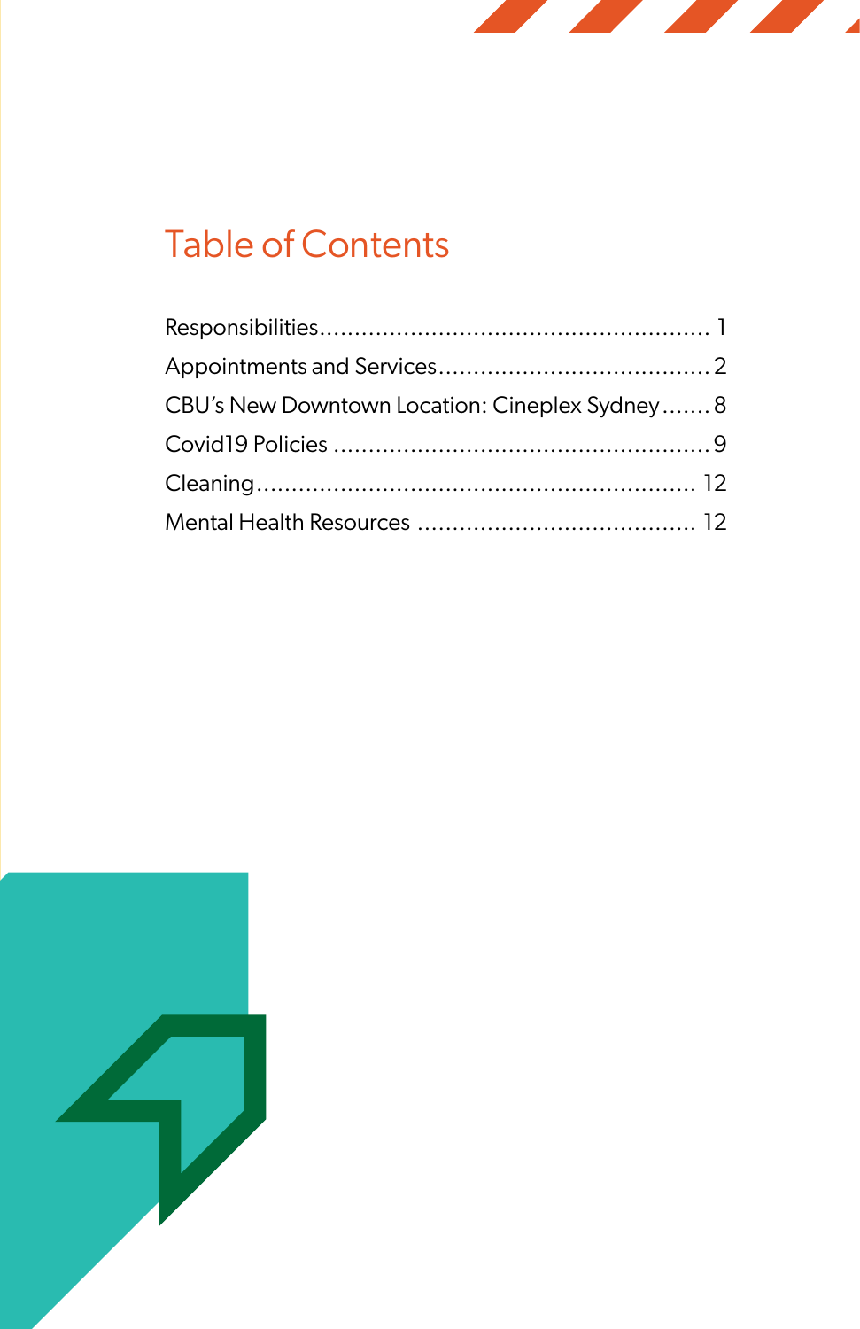# Table of Contents

Responsibilities....................................................... 1
Appointments and Services....................................... 2
CBU's New Downtown Location: Cineplex Sydney....... 8
Covid19 Policies ..................................................... 9
Cleaning............................................................. 12
Mental Health Resources ........................................ 12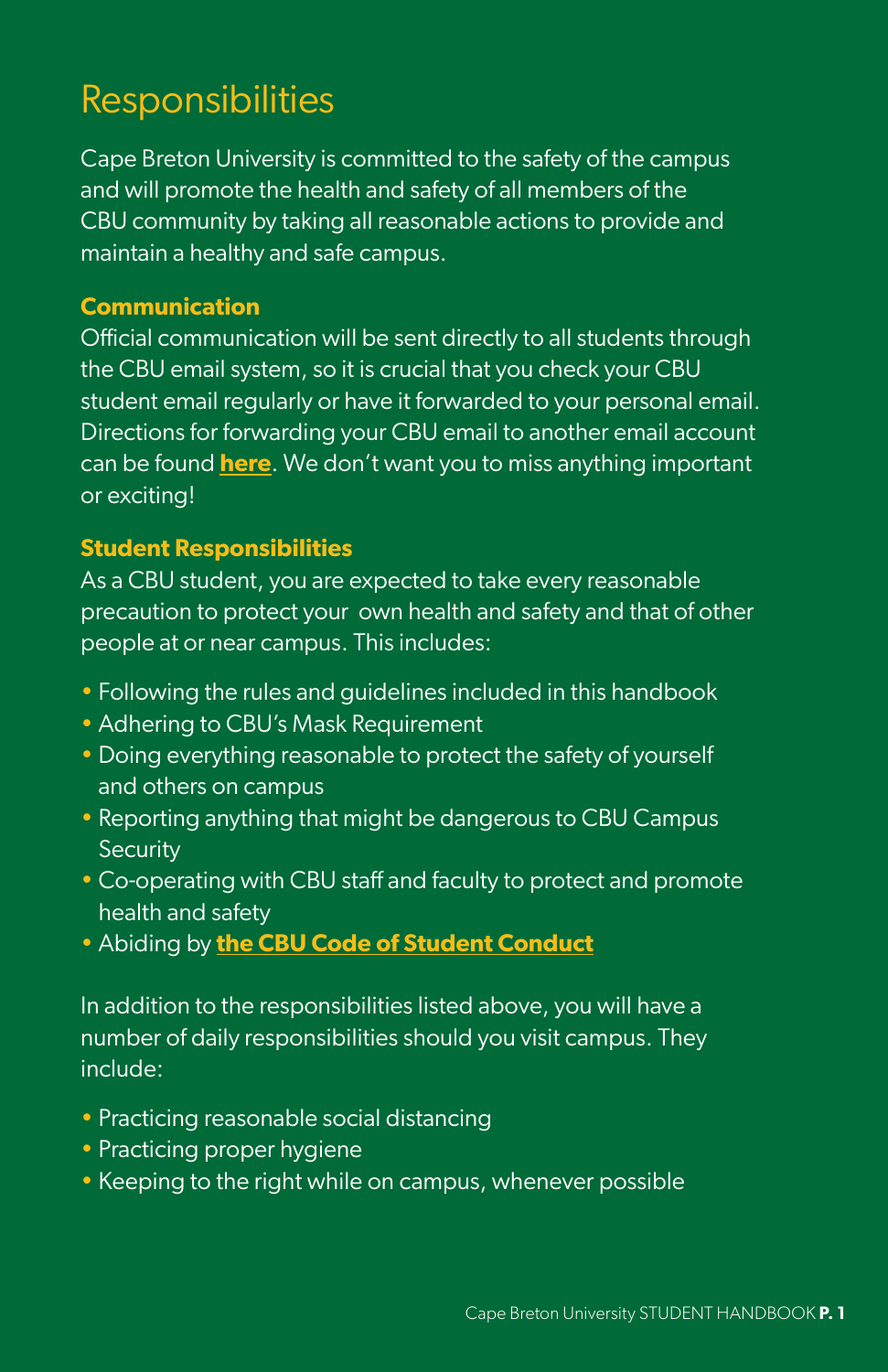# Responsibilities

Cape Breton University is committed to the safety of the campus and will promote the health and safety of all members of the CBU community by taking all reasonable actions to provide and maintain a healthy and safe campus.

### Communication

Official communication will be sent directly to all students through the CBU email system, so it is crucial that you check your CBU student email regularly or have it forwarded to your personal email. Directions for forwarding your CBU email to another email account can be found **here**. We don't want you to miss anything important or exciting!

### Student Responsibilities

As a CBU student, you are expected to take every reasonable precaution to protect your own health and safety and that of other people at or near campus. This includes:

- Following the rules and guidelines included in this handbook
- Adhering to CBU's Mask Requirement
- Doing everything reasonable to protect the safety of yourself and others on campus
- Reporting anything that might be dangerous to CBU Campus Security
- Co-operating with CBU staff and faculty to protect and promote health and safety
- Abiding by **the CBU Code of Student Conduct**

In addition to the responsibilities listed above, you will have a number of daily responsibilities should you visit campus. They include:

- Practicing reasonable social distancing
- Practicing proper hygiene
- Keeping to the right while on campus, whenever possible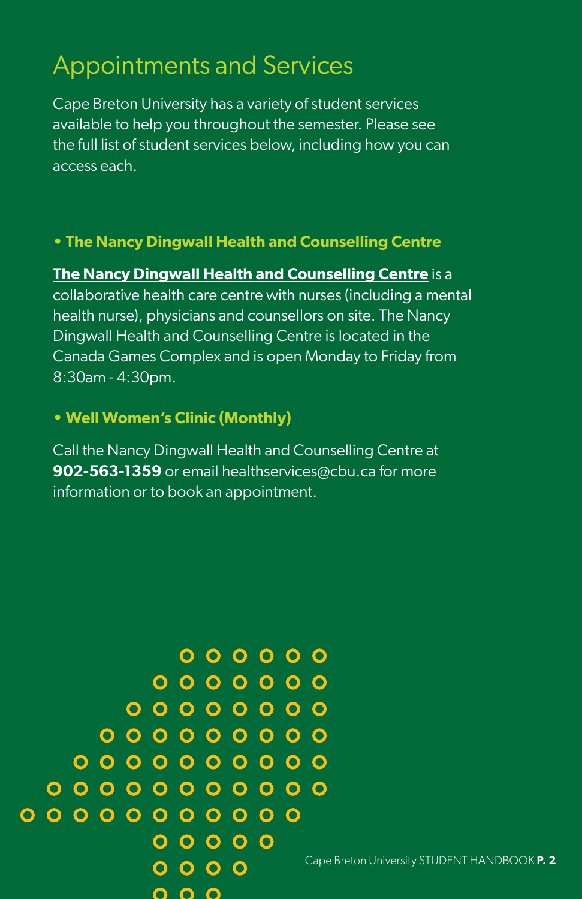# Appointments and Services

Cape Breton University has a variety of student services available to help you throughout the semester. Please see the full list of student services below, including how you can access each.

- **The Nancy Dingwall Health and Counselling Centre**

**The Nancy Dingwall Health and Counselling Centre** is a collaborative health care centre with nurses (including a mental health nurse), physicians and counsellors on site. The Nancy Dingwall Health and Counselling Centre is located in the Canada Games Complex and is open Monday to Friday from 8:30am - 4:30pm.

- **Well Women's Clinic (Monthly)**

Call the Nancy Dingwall Health and Counselling Centre at **902-563-1359** or email healthservices@cbu.ca for more information or to book an appointment.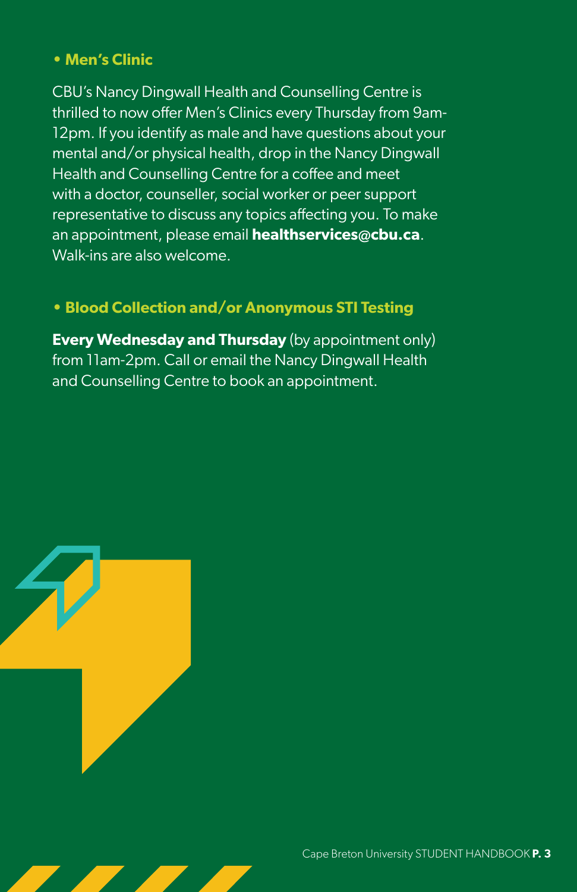- **Men's Clinic**

CBU's Nancy Dingwall Health and Counselling Centre is thrilled to now offer Men's Clinics every Thursday from 9am-12pm. If you identify as male and have questions about your mental and/or physical health, drop in the Nancy Dingwall Health and Counselling Centre for a coffee and meet with a doctor, counseller, social worker or peer support representative to discuss any topics affecting you. To make an appointment, please email **healthservices@cbu.ca**. Walk-ins are also welcome.

- **Blood Collection and/or Anonymous STI Testing**

**Every Wednesday and Thursday** (by appointment only) from 11am-2pm. Call or email the Nancy Dingwall Health and Counselling Centre to book an appointment.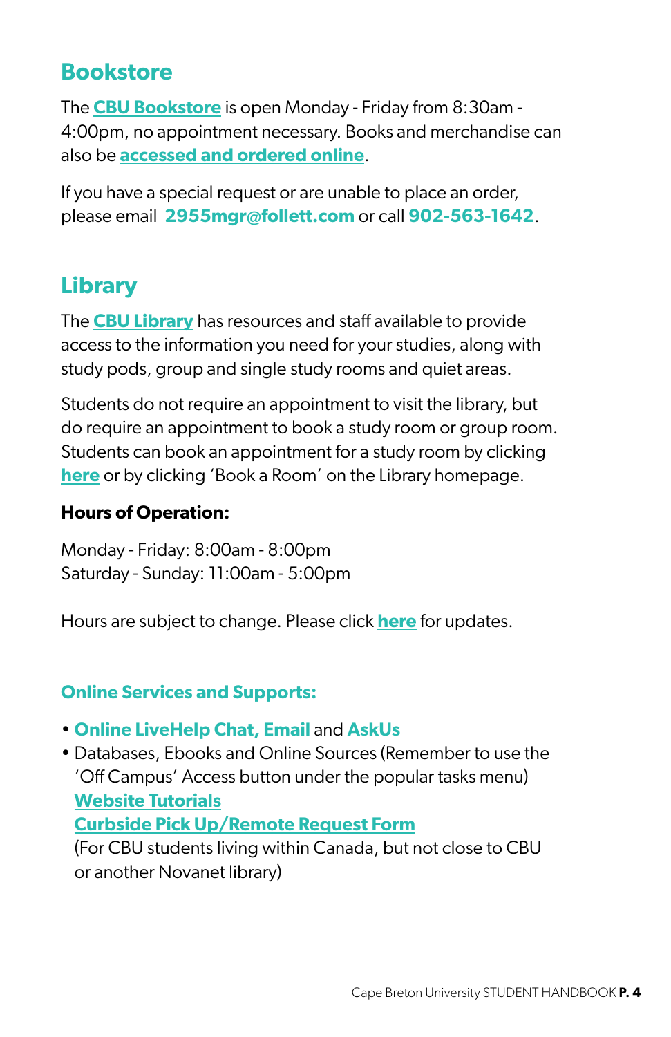## Bookstore

The **CBU Bookstore** is open Monday - Friday from 8:30am - 4:00pm, no appointment necessary. Books and merchandise can also be **accessed and ordered online**.

If you have a special request or are unable to place an order, please email **2955mgr@follett.com** or call **902-563-1642**.

## Library

The **CBU Library** has resources and staff available to provide access to the information you need for your studies, along with study pods, group and single study rooms and quiet areas.

Students do not require an appointment to visit the library, but do require an appointment to book a study room or group room. Students can book an appointment for a study room by clicking **here** or by clicking 'Book a Room' on the Library homepage.

**Hours of Operation:**

Monday - Friday: 8:00am - 8:00pm
Saturday - Sunday: 11:00am - 5:00pm

Hours are subject to change. Please click **here** for updates.

### Online Services and Supports:

- **Online LiveHelp Chat, Email** and **AskUs**
- Databases, Ebooks and Online Sources (Remember to use the 'Off Campus' Access button under the popular tasks menu)
  **Website Tutorials**
  **Curbside Pick Up/Remote Request Form**
  (For CBU students living within Canada, but not close to CBU or another Novanet library)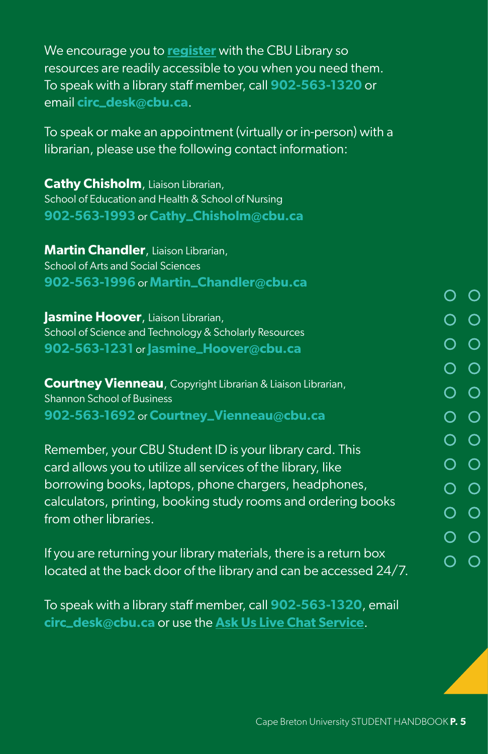We encourage you to **register** with the CBU Library so resources are readily accessible to you when you need them. To speak with a library staff member, call **902-563-1320** or email **circ_desk@cbu.ca**.

To speak or make an appointment (virtually or in-person) with a librarian, please use the following contact information:

**Cathy Chisholm**, Liaison Librarian,
School of Education and Health & School of Nursing
**902-563-1993** or **Cathy_Chisholm@cbu.ca**

**Martin Chandler**, Liaison Librarian,
School of Arts and Social Sciences
**902-563-1996** or **Martin_Chandler@cbu.ca**

**Jasmine Hoover**, Liaison Librarian,
School of Science and Technology & Scholarly Resources
**902-563-1231** or **Jasmine_Hoover@cbu.ca**

**Courtney Vienneau**, Copyright Librarian & Liaison Librarian,
Shannon School of Business
**902-563-1692** or **Courtney_Vienneau@cbu.ca**

Remember, your CBU Student ID is your library card. This card allows you to utilize all services of the library, like borrowing books, laptops, phone chargers, headphones, calculators, printing, booking study rooms and ordering books from other libraries.

If you are returning your library materials, there is a return box located at the back door of the library and can be accessed 24/7.

To speak with a library staff member, call **902-563-1320**, email **circ_desk@cbu.ca** or use the **Ask Us Live Chat Service**.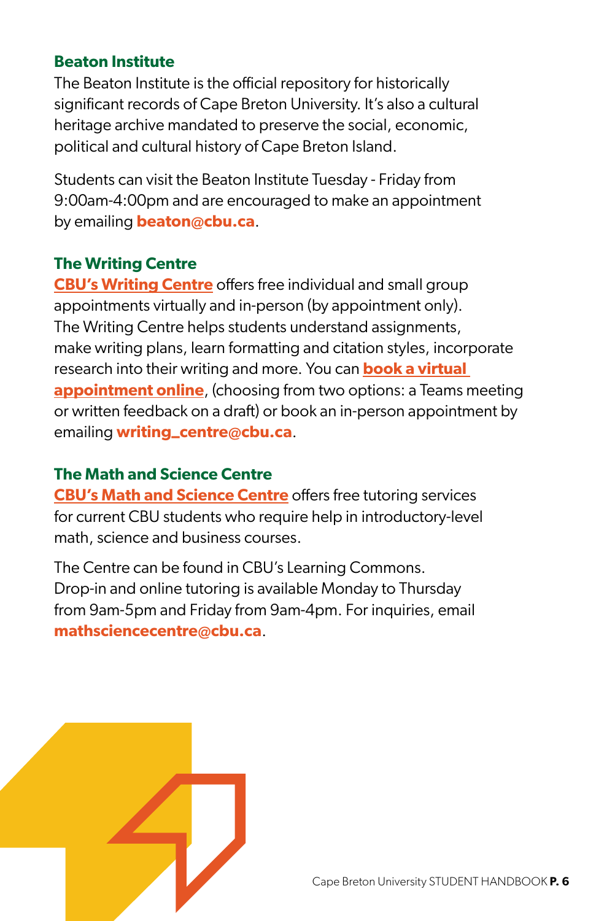### Beaton Institute

The Beaton Institute is the official repository for historically significant records of Cape Breton University. It's also a cultural heritage archive mandated to preserve the social, economic, political and cultural history of Cape Breton Island.

Students can visit the Beaton Institute Tuesday - Friday from 9:00am-4:00pm and are encouraged to make an appointment by emailing **beaton@cbu.ca**.

### The Writing Centre

**CBU's Writing Centre** offers free individual and small group appointments virtually and in-person (by appointment only). The Writing Centre helps students understand assignments, make writing plans, learn formatting and citation styles, incorporate research into their writing and more. You can **book a virtual appointment online**, (choosing from two options: a Teams meeting or written feedback on a draft) or book an in-person appointment by emailing **writing_centre@cbu.ca**.

### The Math and Science Centre

**CBU's Math and Science Centre** offers free tutoring services for current CBU students who require help in introductory-level math, science and business courses.

The Centre can be found in CBU's Learning Commons. Drop-in and online tutoring is available Monday to Thursday from 9am-5pm and Friday from 9am-4pm. For inquiries, email **mathsciencecentre@cbu.ca**.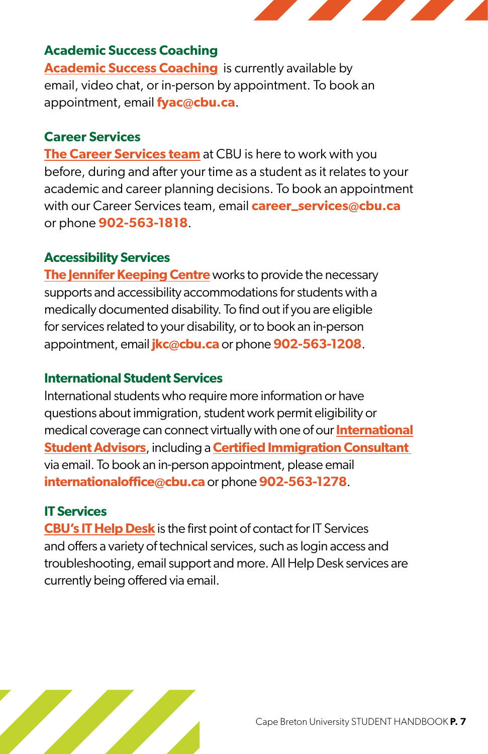### Academic Success Coaching

**Academic Success Coaching** is currently available by email, video chat, or in-person by appointment. To book an appointment, email **fyac@cbu.ca**.

### Career Services

**The Career Services team** at CBU is here to work with you before, during and after your time as a student as it relates to your academic and career planning decisions. To book an appointment with our Career Services team, email **career_services@cbu.ca** or phone **902-563-1818**.

### Accessibility Services

**The Jennifer Keeping Centre** works to provide the necessary supports and accessibility accommodations for students with a medically documented disability. To find out if you are eligible for services related to your disability, or to book an in-person appointment, email **jkc@cbu.ca** or phone **902-563-1208**.

### International Student Services

International students who require more information or have questions about immigration, student work permit eligibility or medical coverage can connect virtually with one of our **International Student Advisors**, including a **Certified Immigration Consultant** via email. To book an in-person appointment, please email **internationaloffice@cbu.ca** or phone **902-563-1278**.

### IT Services

**CBU's IT Help Desk** is the first point of contact for IT Services and offers a variety of technical services, such as login access and troubleshooting, email support and more. All Help Desk services are currently being offered via email.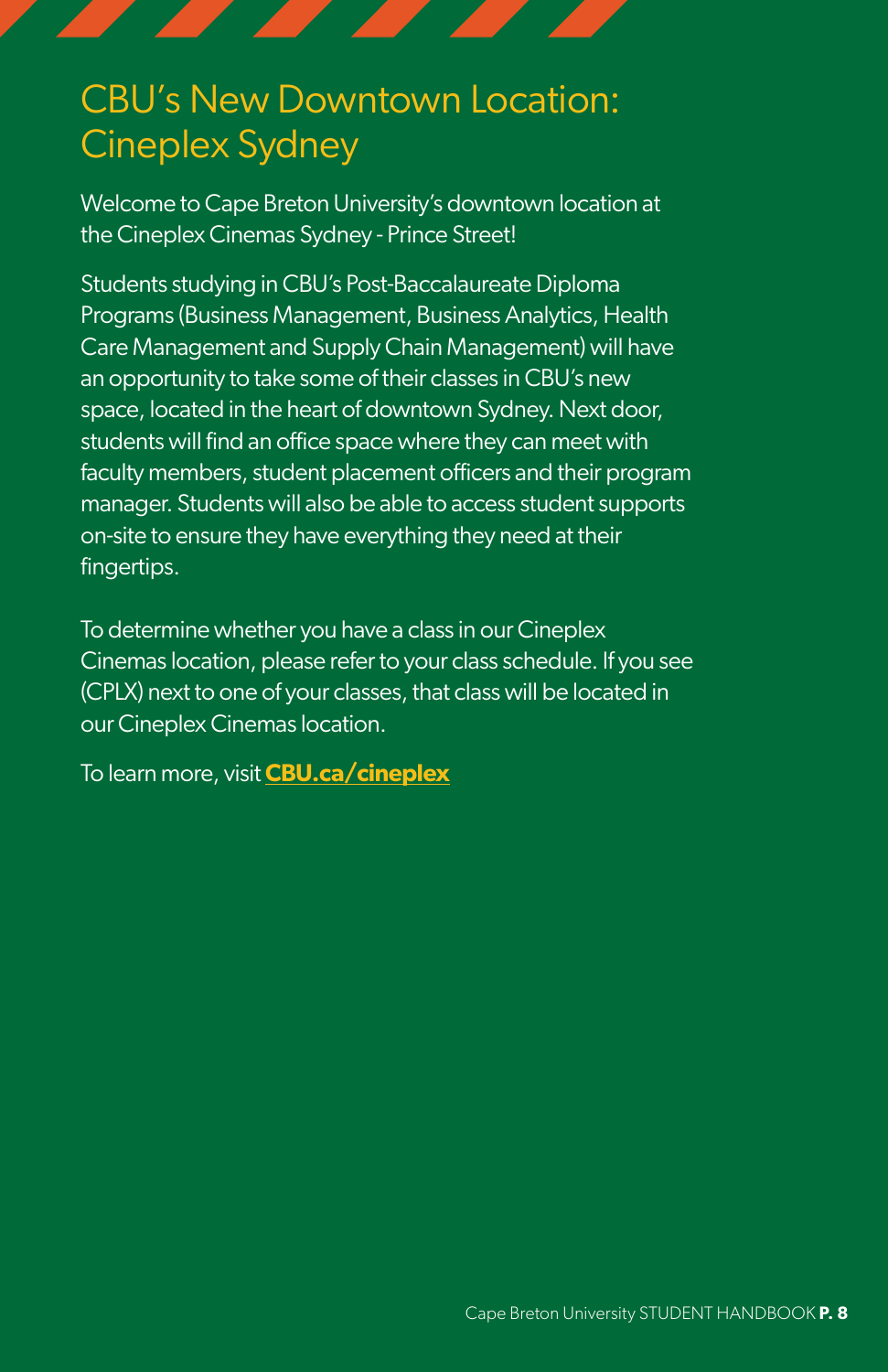# CBU's New Downtown Location: Cineplex Sydney

Welcome to Cape Breton University's downtown location at the Cineplex Cinemas Sydney - Prince Street!

Students studying in CBU's Post-Baccalaureate Diploma Programs (Business Management, Business Analytics, Health Care Management and Supply Chain Management) will have an opportunity to take some of their classes in CBU's new space, located in the heart of downtown Sydney. Next door, students will find an office space where they can meet with faculty members, student placement officers and their program manager. Students will also be able to access student supports on-site to ensure they have everything they need at their fingertips.

To determine whether you have a class in our Cineplex Cinemas location, please refer to your class schedule. If you see (CPLX) next to one of your classes, that class will be located in our Cineplex Cinemas location.

To learn more, visit **CBU.ca/cineplex**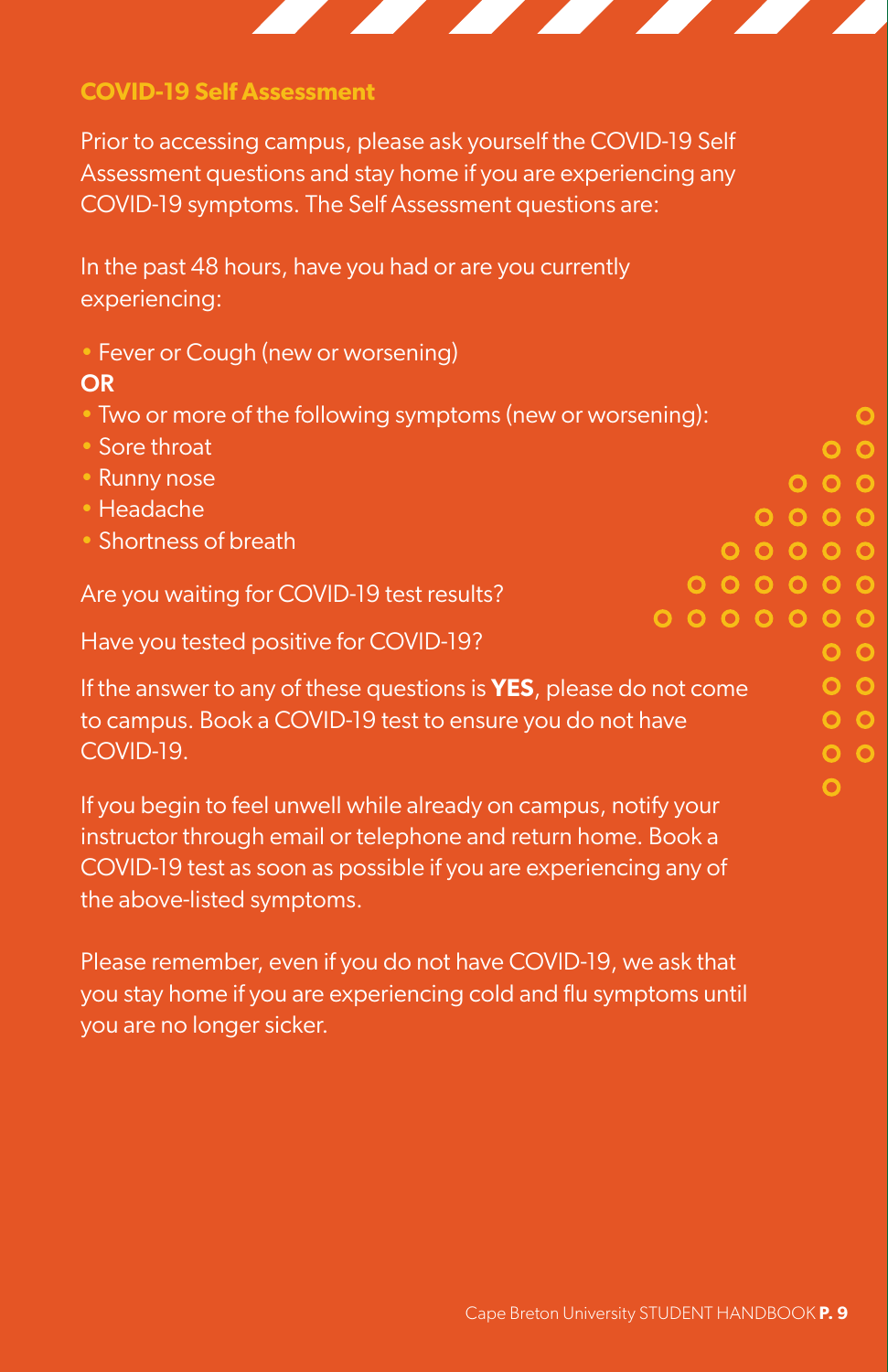## COVID-19 Self Assessment

Prior to accessing campus, please ask yourself the COVID-19 Self Assessment questions and stay home if you are experiencing any COVID-19 symptoms. The Self Assessment questions are:

In the past 48 hours, have you had or are you currently experiencing:

- Fever or Cough (new or worsening)

**OR**

- Two or more of the following symptoms (new or worsening):
- Sore throat
- Runny nose
- Headache
- Shortness of breath

Are you waiting for COVID-19 test results?

Have you tested positive for COVID-19?

If the answer to any of these questions is **YES**, please do not come to campus. Book a COVID-19 test to ensure you do not have COVID-19.

If you begin to feel unwell while already on campus, notify your instructor through email or telephone and return home. Book a COVID-19 test as soon as possible if you are experiencing any of the above-listed symptoms.

Please remember, even if you do not have COVID-19, we ask that you stay home if you are experiencing cold and flu symptoms until you are no longer sicker.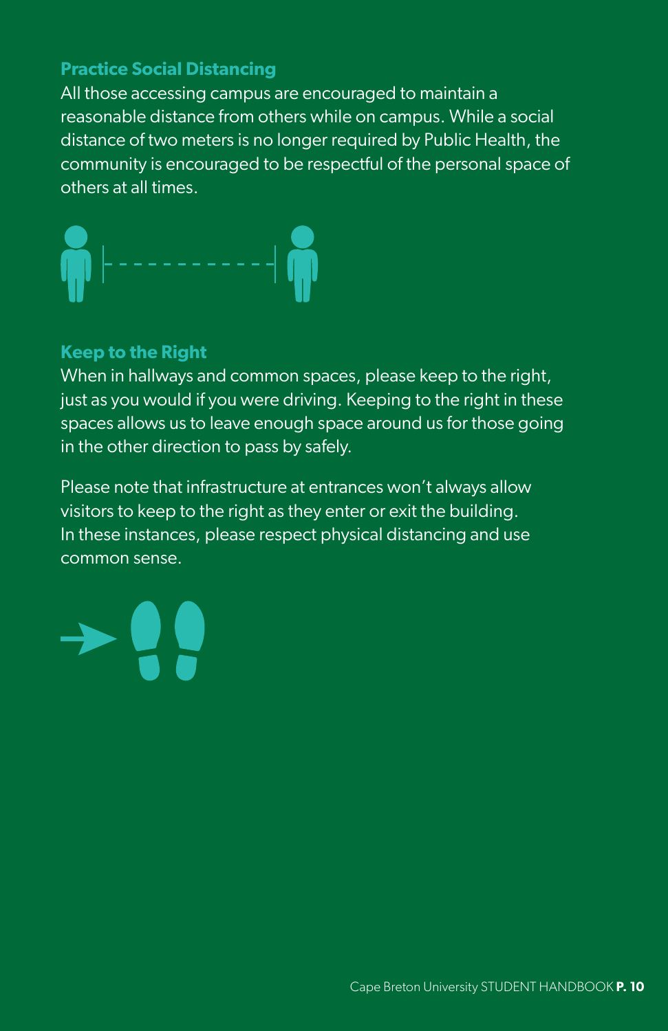### Practice Social Distancing

All those accessing campus are encouraged to maintain a reasonable distance from others while on campus. While a social distance of two meters is no longer required by Public Health, the community is encouraged to be respectful of the personal space of others at all times.

### Keep to the Right

When in hallways and common spaces, please keep to the right, just as you would if you were driving. Keeping to the right in these spaces allows us to leave enough space around us for those going in the other direction to pass by safely.

Please note that infrastructure at entrances won't always allow visitors to keep to the right as they enter or exit the building. In these instances, please respect physical distancing and use common sense.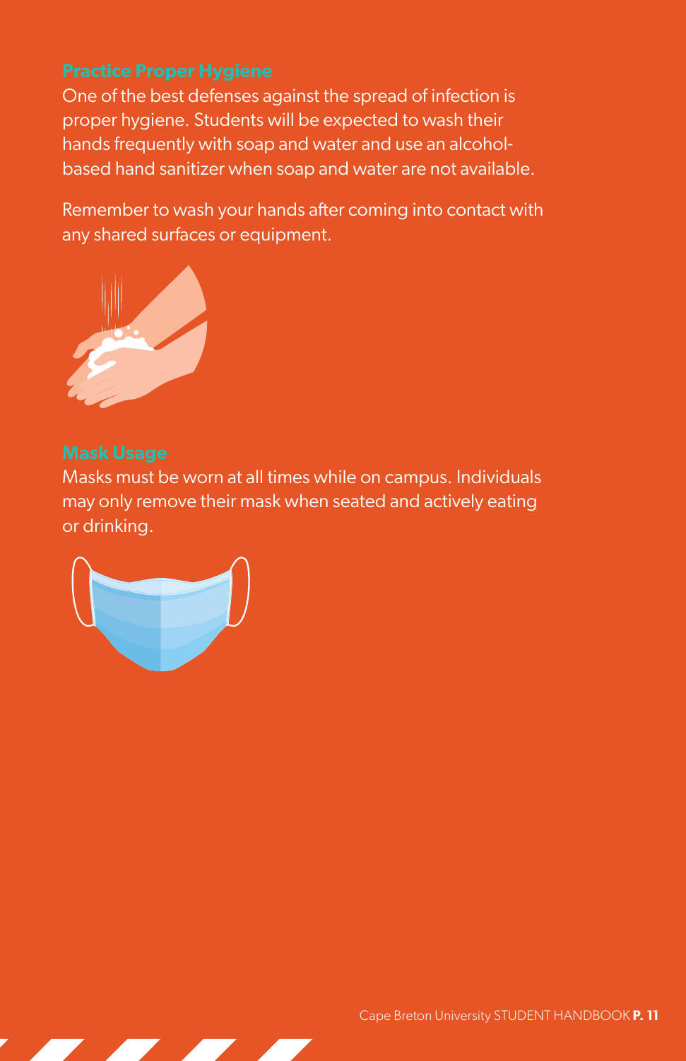## Practice Proper Hygiene

One of the best defenses against the spread of infection is proper hygiene. Students will be expected to wash their hands frequently with soap and water and use an alcohol-based hand sanitizer when soap and water are not available.

Remember to wash your hands after coming into contact with any shared surfaces or equipment.

## Mask Usage

Masks must be worn at all times while on campus. Individuals may only remove their mask when seated and actively eating or drinking.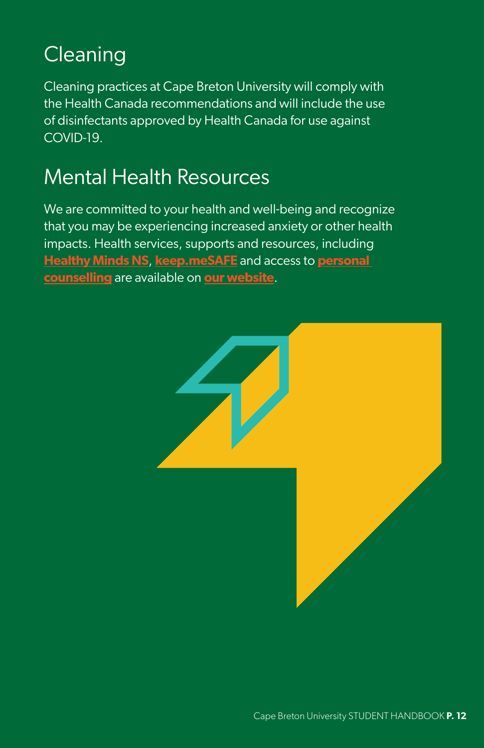## Cleaning

Cleaning practices at Cape Breton University will comply with the Health Canada recommendations and will include the use of disinfectants approved by Health Canada for use against COVID-19.

## Mental Health Resources

We are committed to your health and well-being and recognize that you may be experiencing increased anxiety or other health impacts. Health services, supports and resources, including **Healthy Minds NS**, **keep.meSAFE** and access to **personal counselling** are available on **our website**.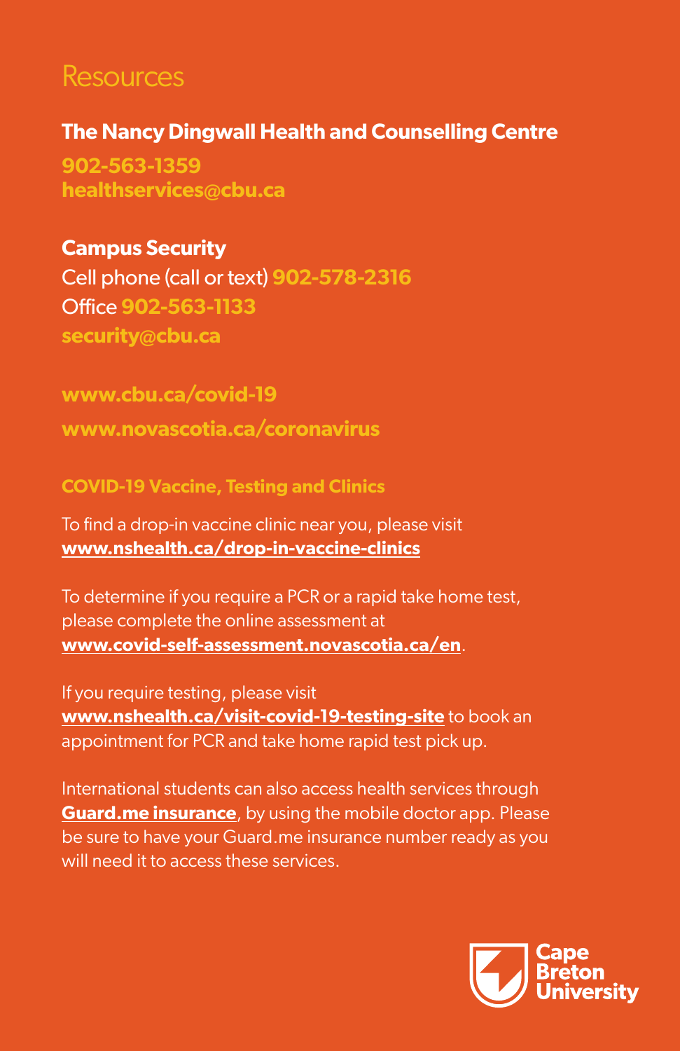# Resources

**The Nancy Dingwall Health and Counselling Centre**

**902-563-1359**
**healthservices@cbu.ca**

**Campus Security**

Cell phone (call or text) **902-578-2316**
Office **902-563-1133**
**security@cbu.ca**

**www.cbu.ca/covid-19**

**www.novascotia.ca/coronavirus**

## COVID-19 Vaccine, Testing and Clinics

To find a drop-in vaccine clinic near you, please visit **www.nshealth.ca/drop-in-vaccine-clinics**

To determine if you require a PCR or a rapid take home test, please complete the online assessment at **www.covid-self-assessment.novascotia.ca/en**.

If you require testing, please visit **www.nshealth.ca/visit-covid-19-testing-site** to book an appointment for PCR and take home rapid test pick up.

International students can also access health services through **Guard.me insurance**, by using the mobile doctor app. Please be sure to have your Guard.me insurance number ready as you will need it to access these services.

Cape Breton University